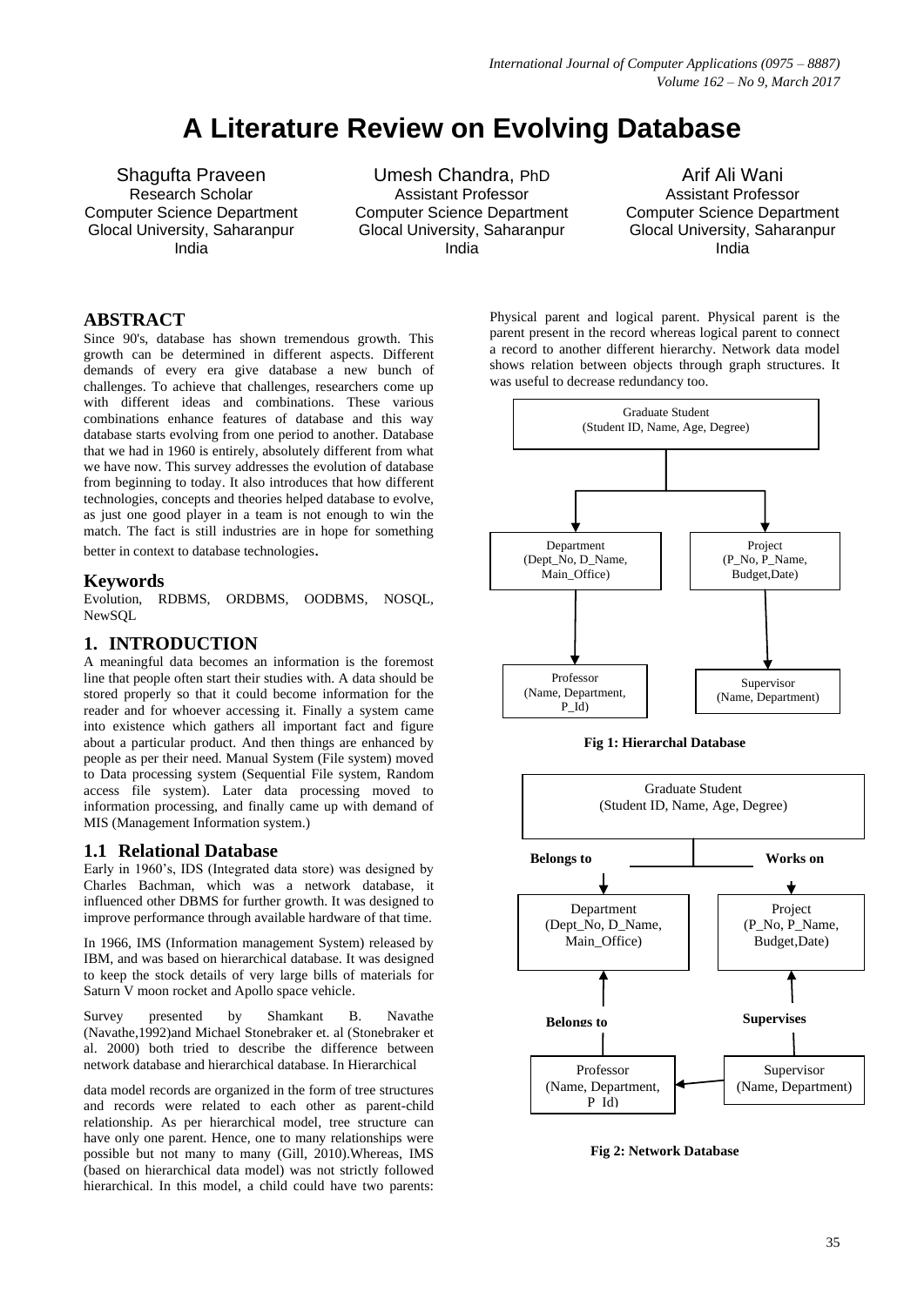# A Literature Review on Evolving Database

Shagufta Praveen
Research Scholar
Computer Science Department
Glocal University, Saharanpur
India

Umesh Chandra, PhD
Assistant Professor
Computer Science Department
Glocal University, Saharanpur
India

Arif Ali Wani
Assistant Professor
Computer Science Department
Glocal University, Saharanpur
India

## ABSTRACT

Since 90's, database has shown tremendous growth. This growth can be determined in different aspects. Different demands of every era give database a new bunch of challenges. To achieve that challenges, researchers come up with different ideas and combinations. These various combinations enhance features of database and this way database starts evolving from one period to another. Database that we had in 1960 is entirely, absolutely different from what we have now. This survey addresses the evolution of database from beginning to today. It also introduces that how different technologies, concepts and theories helped database to evolve, as just one good player in a team is not enough to win the match. The fact is still industries are in hope for something better in context to database technologies.

## Keywords

Evolution, RDBMS, ORDBMS, OODBMS, NOSQL, NewSQL

## 1. INTRODUCTION

A meaningful data becomes an information is the foremost line that people often start their studies with. A data should be stored properly so that it could become information for the reader and for whoever accessing it. Finally a system came into existence which gathers all important fact and figure about a particular product. And then things are enhanced by people as per their need. Manual System (File system) moved to Data processing system (Sequential File system, Random access file system). Later data processing moved to information processing, and finally came up with demand of MIS (Management Information system.)

### 1.1 Relational Database

Early in 1960's, IDS (Integrated data store) was designed by Charles Bachman, which was a network database, it influenced other DBMS for further growth. It was designed to improve performance through available hardware of that time.

In 1966, IMS (Information management System) released by IBM, and was based on hierarchical database. It was designed to keep the stock details of very large bills of materials for Saturn V moon rocket and Apollo space vehicle.

Survey presented by Shamkant B. Navathe (Navathe,1992)and Michael Stonebraker et. al (Stonebraker et al. 2000) both tried to describe the difference between network database and hierarchical database. In Hierarchical data model records are organized in the form of tree structures and records were related to each other as parent-child relationship. As per hierarchical model, tree structure can have only one parent. Hence, one to many relationships were possible but not many to many (Gill, 2010).Whereas, IMS (based on hierarchical data model) was not strictly followed hierarchical. In this model, a child could have two parents: Physical parent and logical parent. Physical parent is the parent present in the record whereas logical parent to connect a record to another different hierarchy. Network data model shows relation between objects through graph structures. It was useful to decrease redundancy too.

Graduate Student (Student ID, Name, Age, Degree)

Department (Dept_No, D_Name, Main_Office)

Project (P_No, P_Name, Budget,Date)

Professor (Name, Department, P_Id)

Supervisor (Name, Department)

**Fig 1: Hierarchal Database**

Graduate Student (Student ID, Name, Age, Degree)

Belongs to

Works on

Department (Dept_No, D_Name, Main_Office)

Project (P_No, P_Name, Budget,Date)

Belongs to

Supervises

Professor (Name, Department, P_Id)

Supervisor (Name, Department)

**Fig 2: Network Database**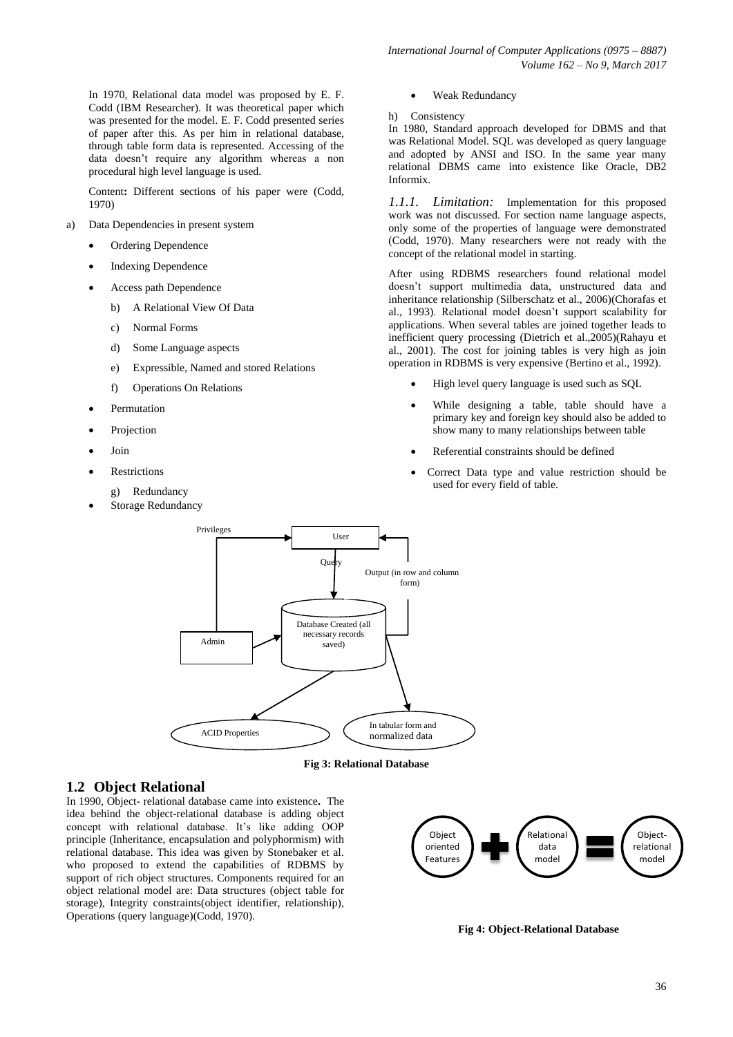In 1970, Relational data model was proposed by E. F. Codd (IBM Researcher). It was theoretical paper which was presented for the model. E. F. Codd presented series of paper after this. As per him in relational database, through table form data is represented. Accessing of the data doesn't require any algorithm whereas a non procedural high level language is used.

Content**:** Different sections of his paper were (Codd, 1970)

a) Data Dependencies in present system
   - Ordering Dependence
   - Indexing Dependence
   - Access path Dependence

b) A Relational View Of Data

c) Normal Forms

d) Some Language aspects

e) Expressible, Named and stored Relations

f) Operations On Relations
   - Permutation
   - Projection
   - Join
   - Restrictions

g) Redundancy
   - Storage Redundancy
   - Weak Redundancy

h) Consistency

In 1980, Standard approach developed for DBMS and that was Relational Model. SQL was developed as query language and adopted by ANSI and ISO. In the same year many relational DBMS came into existence like Oracle, DB2 Informix.

*1.1.1. Limitation:* Implementation for this proposed work was not discussed. For section name language aspects, only some of the properties of language were demonstrated (Codd, 1970). Many researchers were not ready with the concept of the relational model in starting.

After using RDBMS researchers found relational model doesn't support multimedia data, unstructured data and inheritance relationship (Silberschatz et al., 2006)(Chorafas et al., 1993). Relational model doesn't support scalability for applications. When several tables are joined together leads to inefficient query processing (Dietrich et al.,2005)(Rahayu et al., 2001). The cost for joining tables is very high as join operation in RDBMS is very expensive (Bertino et al., 1992).

- High level query language is used such as SQL
- While designing a table, table should have a primary key and foreign key should also be added to show many to many relationships between table
- Referential constraints should be defined
- Correct Data type and value restriction should be used for every field of table.

Privileges — User — Query — Output (in row and column form) — Database Created (all necessary records saved) — Admin — ACID Properties — In tabular form and normalized data

**Fig 3: Relational Database**

## 1.2 Object Relational

In 1990, Object- relational database came into existence**.** The idea behind the object-relational database is adding object concept with relational database. It's like adding OOP principle (Inheritance, encapsulation and polyphormism) with relational database. This idea was given by Stonebaker et al. who proposed to extend the capabilities of RDBMS by support of rich object structures. Components required for an object relational model are: Data structures (object table for storage), Integrity constraints(object identifier, relationship), Operations (query language)(Codd, 1970).

Object oriented Features + Relational data model = Object-relational model

**Fig 4: Object-Relational Database**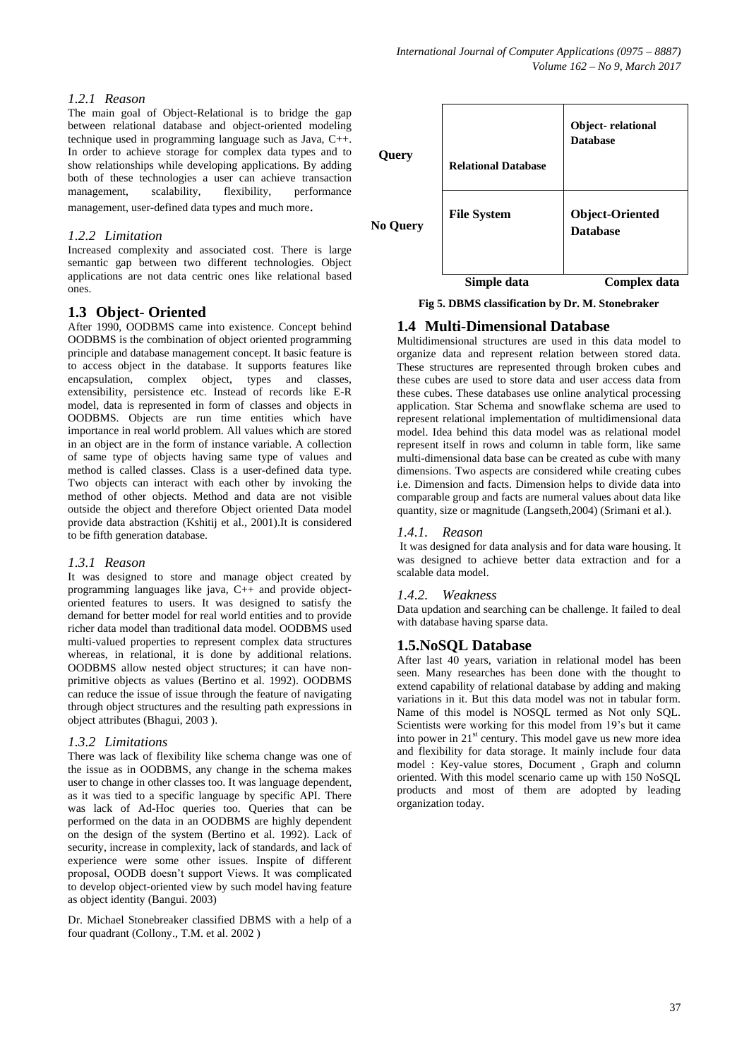### 1.2.1 Reason

The main goal of Object-Relational is to bridge the gap between relational database and object-oriented modeling technique used in programming language such as Java, C++. In order to achieve storage for complex data types and to show relationships while developing applications. By adding both of these technologies a user can achieve transaction management, scalability, flexibility, performance management, user-defined data types and much more.

### 1.2.2 Limitation

Increased complexity and associated cost. There is large semantic gap between two different technologies. Object applications are not data centric ones like relational based ones.

## 1.3 Object- Oriented

After 1990, OODBMS came into existence. Concept behind OODBMS is the combination of object oriented programming principle and database management concept. It basic feature is to access object in the database. It supports features like encapsulation, complex object, types and classes, extensibility, persistence etc. Instead of records like E-R model, data is represented in form of classes and objects in OODBMS. Objects are run time entities which have importance in real world problem. All values which are stored in an object are in the form of instance variable. A collection of same type of objects having same type of values and method is called classes. Class is a user-defined data type. Two objects can interact with each other by invoking the method of other objects. Method and data are not visible outside the object and therefore Object oriented Data model provide data abstraction (Kshitij et al., 2001).It is considered to be fifth generation database.

### 1.3.1 Reason

It was designed to store and manage object created by programming languages like java, C++ and provide object-oriented features to users. It was designed to satisfy the demand for better model for real world entities and to provide richer data model than traditional data model. OODBMS used multi-valued properties to represent complex data structures whereas, in relational, it is done by additional relations. OODBMS allow nested object structures; it can have non-primitive objects as values (Bertino et al. 1992). OODBMS can reduce the issue of issue through the feature of navigating through object structures and the resulting path expressions in object attributes (Bhagui, 2003 ).

### 1.3.2 Limitations

There was lack of flexibility like schema change was one of the issue as in OODBMS, any change in the schema makes user to change in other classes too. It was language dependent, as it was tied to a specific language by specific API. There was lack of Ad-Hoc queries too. Queries that can be performed on the data in an OODBMS are highly dependent on the design of the system (Bertino et al. 1992). Lack of security, increase in complexity, lack of standards, and lack of experience were some other issues. Inspite of different proposal, OODB doesn't support Views. It was complicated to develop object-oriented view by such model having feature as object identity (Bangui. 2003)

Dr. Michael Stonebreaker classified DBMS with a help of a four quadrant (Collony., T.M. et al. 2002 )

| | | |
|---|---|---|
| **Query** | **Relational Database** | **Object- relational Database** |
| **No Query** | **File System** | **Object-Oriented Database** |
| | **Simple data** | **Complex data** |

**Fig 5. DBMS classification by Dr. M. Stonebraker**

## 1.4 Multi-Dimensional Database

Multidimensional structures are used in this data model to organize data and represent relation between stored data. These structures are represented through broken cubes and these cubes are used to store data and user access data from these cubes. These databases use online analytical processing application. Star Schema and snowflake schema are used to represent relational implementation of multidimensional data model. Idea behind this data model was as relational model represent itself in rows and column in table form, like same multi-dimensional data base can be created as cube with many dimensions. Two aspects are considered while creating cubes i.e. Dimension and facts. Dimension helps to divide data into comparable group and facts are numeral values about data like quantity, size or magnitude (Langseth,2004) (Srimani et al.).

### 1.4.1. Reason

It was designed for data analysis and for data ware housing. It was designed to achieve better data extraction and for a scalable data model.

### 1.4.2. Weakness

Data updation and searching can be challenge. It failed to deal with database having sparse data.

## 1.5.NoSQL Database

After last 40 years, variation in relational model has been seen. Many researches has been done with the thought to extend capability of relational database by adding and making variations in it. But this data model was not in tabular form. Name of this model is NOSQL termed as Not only SQL. Scientists were working for this model from 19's but it came into power in 21[st] century. This model gave us new more idea and flexibility for data storage. It mainly include four data model : Key-value stores, Document , Graph and column oriented. With this model scenario came up with 150 NoSQL products and most of them are adopted by leading organization today.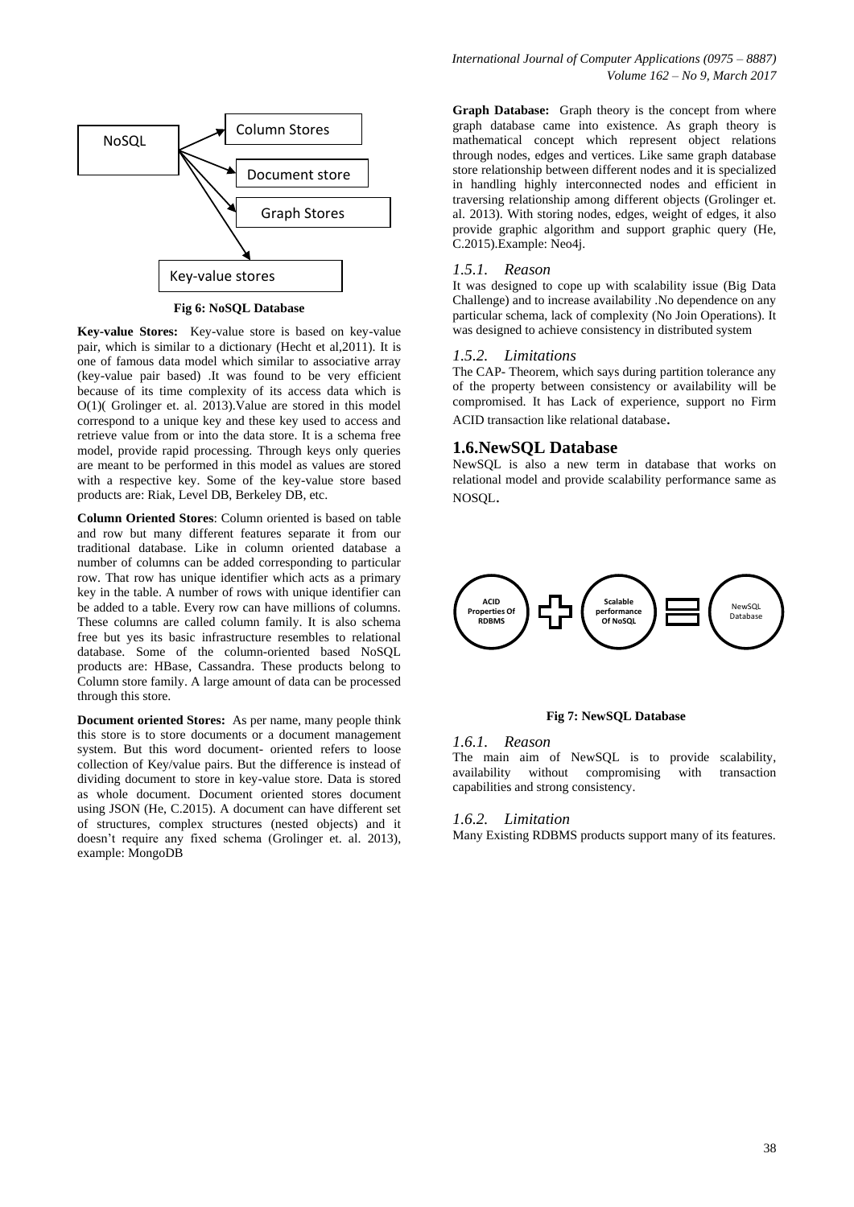NoSQL → Column Stores, Document store, Graph Stores, Key-value stores

**Fig 6: NoSQL Database**

**Key-value Stores:** Key-value store is based on key-value pair, which is similar to a dictionary (Hecht et al,2011). It is one of famous data model which similar to associative array (key-value pair based) .It was found to be very efficient because of its time complexity of its access data which is O(1)( Grolinger et. al. 2013).Value are stored in this model correspond to a unique key and these key used to access and retrieve value from or into the data store. It is a schema free model, provide rapid processing. Through keys only queries are meant to be performed in this model as values are stored with a respective key. Some of the key-value store based products are: Riak, Level DB, Berkeley DB, etc.

**Column Oriented Stores**: Column oriented is based on table and row but many different features separate it from our traditional database. Like in column oriented database a number of columns can be added corresponding to particular row. That row has unique identifier which acts as a primary key in the table. A number of rows with unique identifier can be added to a table. Every row can have millions of columns. These columns are called column family. It is also schema free but yes its basic infrastructure resembles to relational database. Some of the column-oriented based NoSQL products are: HBase, Cassandra. These products belong to Column store family. A large amount of data can be processed through this store.

**Document oriented Stores:** As per name, many people think this store is to store documents or a document management system. But this word document- oriented refers to loose collection of Key/value pairs. But the difference is instead of dividing document to store in key-value store. Data is stored as whole document. Document oriented stores document using JSON (He, C.2015). A document can have different set of structures, complex structures (nested objects) and it doesn't require any fixed schema (Grolinger et. al. 2013), example: MongoDB

**Graph Database:** Graph theory is the concept from where graph database came into existence. As graph theory is mathematical concept which represent object relations through nodes, edges and vertices. Like same graph database store relationship between different nodes and it is specialized in handling highly interconnected nodes and efficient in traversing relationship among different objects (Grolinger et. al. 2013). With storing nodes, edges, weight of edges, it also provide graphic algorithm and support graphic query (He, C.2015).Example: Neo4j.

### *1.5.1. Reason*

It was designed to cope up with scalability issue (Big Data Challenge) and to increase availability .No dependence on any particular schema, lack of complexity (No Join Operations). It was designed to achieve consistency in distributed system

### *1.5.2. Limitations*

The CAP- Theorem, which says during partition tolerance any of the property between consistency or availability will be compromised. It has Lack of experience, support no Firm ACID transaction like relational database.

## 1.6.NewSQL Database

NewSQL is also a new term in database that works on relational model and provide scalability performance same as NOSQL.

ACID Properties Of RDBMS + Scalable performance Of NoSQL = NewSQL Database

**Fig 7: NewSQL Database**

### *1.6.1. Reason*

The main aim of NewSQL is to provide scalability, availability without compromising with transaction capabilities and strong consistency.

### *1.6.2. Limitation*

Many Existing RDBMS products support many of its features.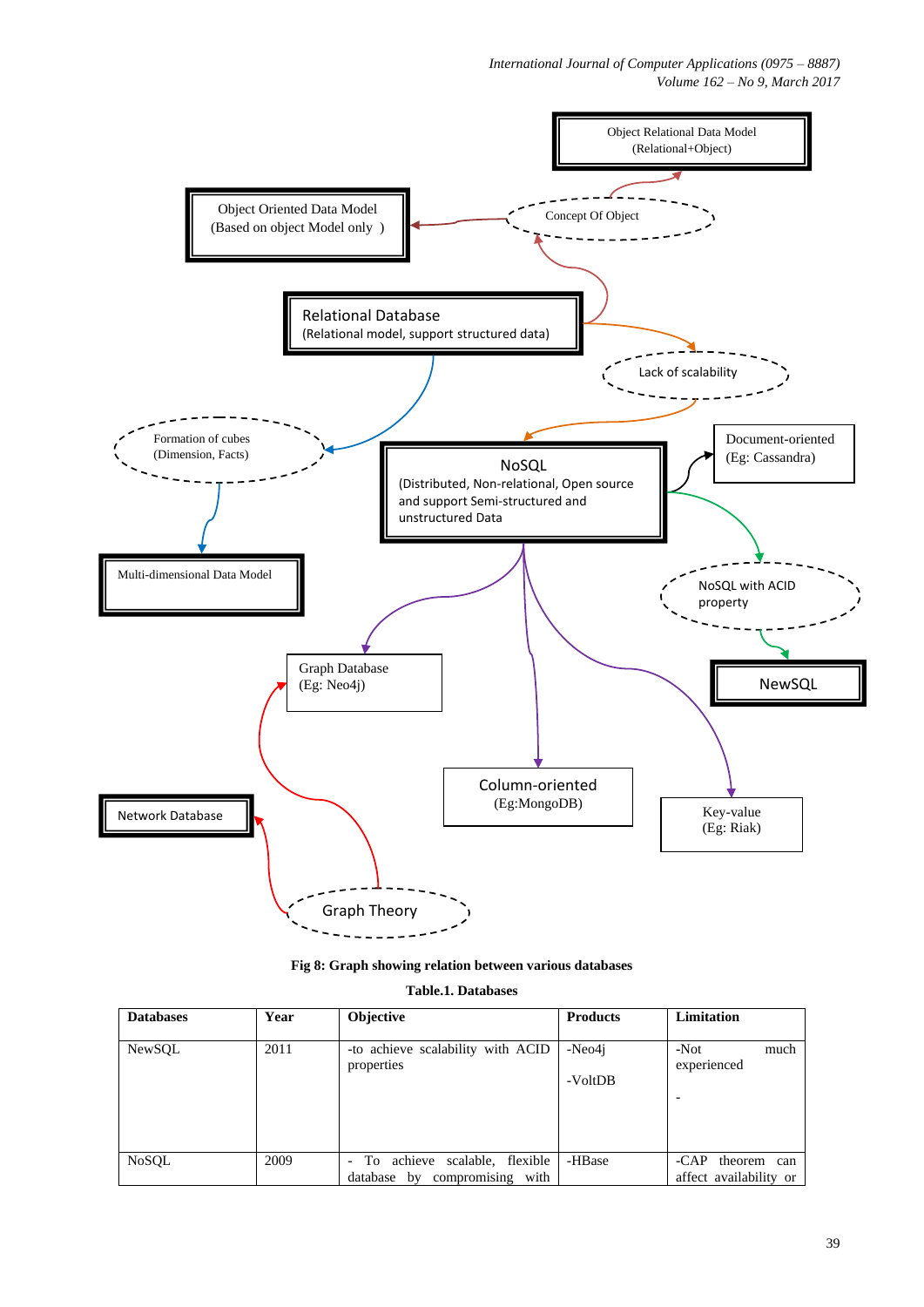Object Relational Data Model
(Relational+Object)

Object Oriented Data Model
(Based on object Model only )

Concept Of Object

Relational Database
(Relational model, support structured data)

Lack of scalability

Formation of cubes
(Dimension, Facts)

NoSQL
(Distributed, Non-relational, Open source and support Semi-structured and unstructured Data

Document-oriented
(Eg: Cassandra)

Multi-dimensional Data Model

NoSQL with ACID property

Graph Database
(Eg: Neo4j)

NewSQL

Column-oriented
(Eg:MongoDB)

Key-value
(Eg: Riak)

Network Database

Graph Theory

**Fig 8: Graph showing relation between various databases**

**Table.1. Databases**

| Databases | Year | Objective | Products | Limitation |
|---|---|---|---|---|
| NewSQL | 2011 | -to achieve scalability with ACID properties | -Neo4j<br><br>-VoltDB | -Not much experienced<br><br>- |
| NoSQL | 2009 | - To achieve scalable, flexible database by compromising with | -HBase | -CAP theorem can affect availability or |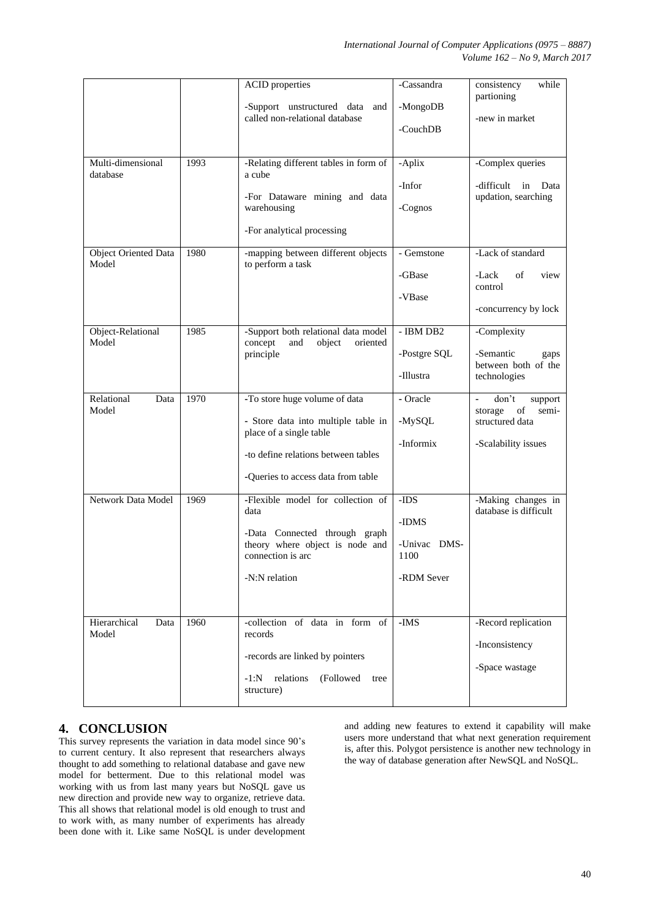| | | ACID properties<br><br>-Support unstructured data and called non-relational database | -Cassandra<br><br>-MongoDB<br><br>-CouchDB | consistency while partioning<br><br>-new in market |
|---|---|---|---|---|
| Multi-dimensional database | 1993 | -Relating different tables in form of a cube<br><br>-For Dataware mining and data warehousing<br><br>-For analytical processing | -Aplix<br><br>-Infor<br><br>-Cognos | -Complex queries<br><br>-difficult in Data updation, searching |
| Object Oriented Data Model | 1980 | -mapping between different objects to perform a task | - Gemstone<br><br>-GBase<br><br>-VBase | -Lack of standard<br><br>-Lack of view control<br><br>-concurrency by lock |
| Object-Relational Model | 1985 | -Support both relational data model concept and object oriented principle | - IBM DB2<br><br>-Postgre SQL<br><br>-Illustra | -Complexity<br><br>-Semantic gaps between both of the technologies |
| Relational Data Model | 1970 | -To store huge volume of data<br><br>- Store data into multiple table in place of a single table<br><br>-to define relations between tables<br><br>-Queries to access data from table | - Oracle<br><br>-MySQL<br><br>-Informix | - don't support storage of semi-structured data<br><br>-Scalability issues |
| Network Data Model | 1969 | -Flexible model for collection of data<br><br>-Data Connected through graph theory where object is node and connection is arc<br><br>-N:N relation | -IDS<br><br>-IDMS<br><br>-Univac DMS-1100<br><br>-RDM Sever | -Making changes in database is difficult |
| Hierarchical Data Model | 1960 | -collection of data in form of records<br><br>-records are linked by pointers<br><br>-1:N relations (Followed tree structure) | -IMS | -Record replication<br><br>-Inconsistency<br><br>-Space wastage |

## 4. CONCLUSION

This survey represents the variation in data model since 90's to current century. It also represent that researchers always thought to add something to relational database and gave new model for betterment. Due to this relational model was working with us from last many years but NoSQL gave us new direction and provide new way to organize, retrieve data. This all shows that relational model is old enough to trust and to work with, as many number of experiments has already been done with it. Like same NoSQL is under development and adding new features to extend it capability will make users more understand that what next generation requirement is, after this. Polygot persistence is another new technology in the way of database generation after NewSQL and NoSQL.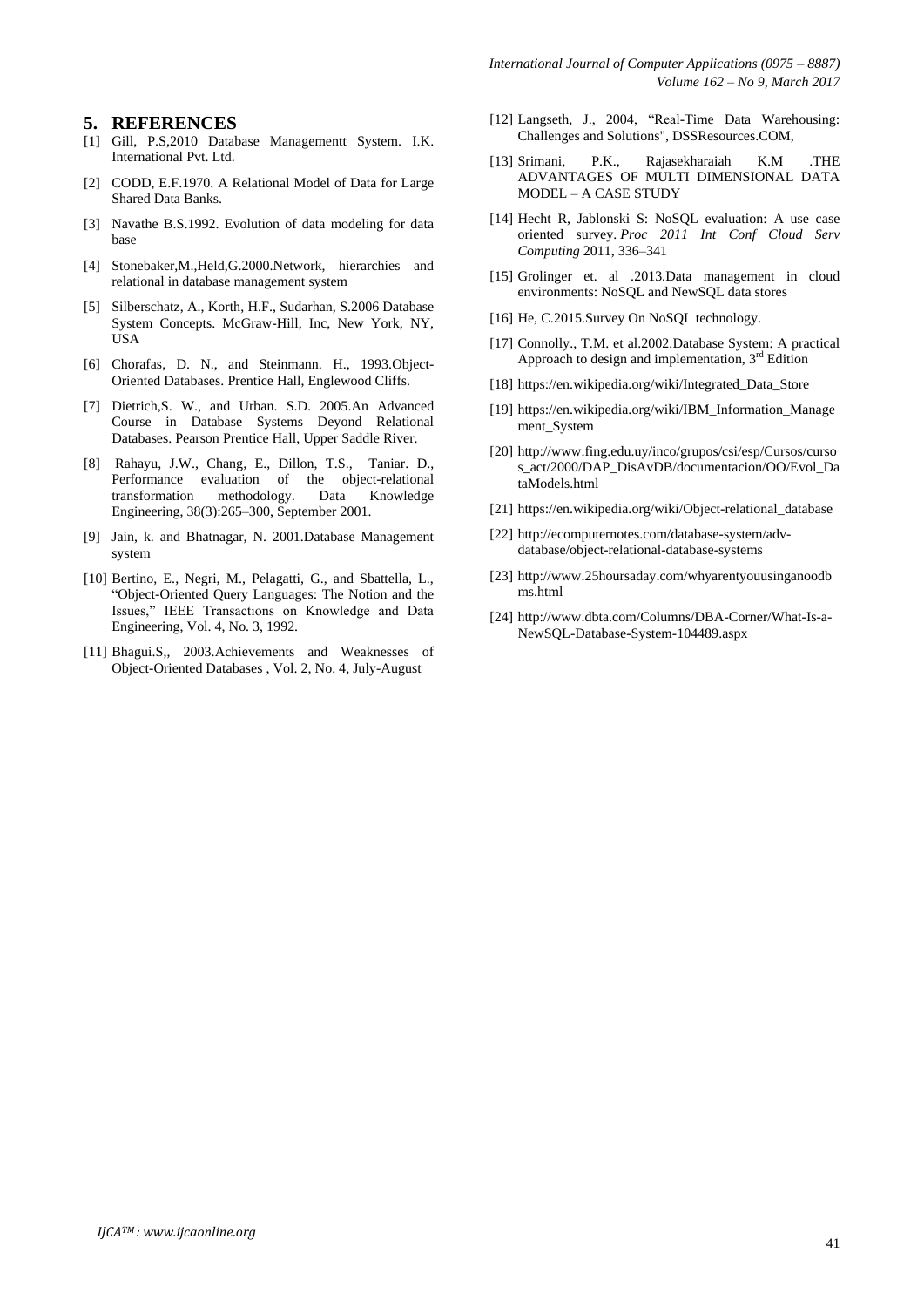## 5. REFERENCES

[1] Gill, P.S,2010 Database Managementt System. I.K. International Pvt. Ltd.

[2] CODD, E.F.1970. A Relational Model of Data for Large Shared Data Banks.

[3] Navathe B.S.1992. Evolution of data modeling for data base

[4] Stonebaker,M.,Held,G.2000.Network, hierarchies and relational in database management system

[5] Silberschatz, A., Korth, H.F., Sudarhan, S.2006 Database System Concepts. McGraw-Hill, Inc, New York, NY, USA

[6] Chorafas, D. N., and Steinmann. H., 1993.Object-Oriented Databases. Prentice Hall, Englewood Cliffs.

[7] Dietrich,S. W., and Urban. S.D. 2005.An Advanced Course in Database Systems Deyond Relational Databases. Pearson Prentice Hall, Upper Saddle River.

[8] Rahayu, J.W., Chang, E., Dillon, T.S., Taniar. D., Performance evaluation of the object-relational transformation methodology. Data Knowledge Engineering, 38(3):265–300, September 2001.

[9] Jain, k. and Bhatnagar, N. 2001.Database Management system

[10] Bertino, E., Negri, M., Pelagatti, G., and Sbattella, L., "Object-Oriented Query Languages: The Notion and the Issues," IEEE Transactions on Knowledge and Data Engineering, Vol. 4, No. 3, 1992.

[11] Bhagui.S,, 2003.Achievements and Weaknesses of Object-Oriented Databases , Vol. 2, No. 4, July-August

[12] Langseth, J., 2004, "Real-Time Data Warehousing: Challenges and Solutions", DSSResources.COM,

[13] Srimani, P.K., Rajasekharaiah K.M .THE ADVANTAGES OF MULTI DIMENSIONAL DATA MODEL – A CASE STUDY

[14] Hecht R, Jablonski S: NoSQL evaluation: A use case oriented survey. *Proc 2011 Int Conf Cloud Serv Computing* 2011, 336–341

[15] Grolinger et. al .2013.Data management in cloud environments: NoSQL and NewSQL data stores

[16] He, C.2015.Survey On NoSQL technology.

[17] Connolly., T.M. et al.2002.Database System: A practical Approach to design and implementation, 3rd Edition

[18] https://en.wikipedia.org/wiki/Integrated_Data_Store

[19] https://en.wikipedia.org/wiki/IBM_Information_Management_System

[20] http://www.fing.edu.uy/inco/grupos/csi/esp/Cursos/cursos_act/2000/DAP_DisAvDB/documentacion/OO/Evol_DataModels.html

[21] https://en.wikipedia.org/wiki/Object-relational_database

[22] http://ecomputernotes.com/database-system/adv-database/object-relational-database-systems

[23] http://www.25hoursaday.com/whyarentyouusinganoodbms.html

[24] http://www.dbta.com/Columns/DBA-Corner/What-Is-a-NewSQL-Database-System-104489.aspx